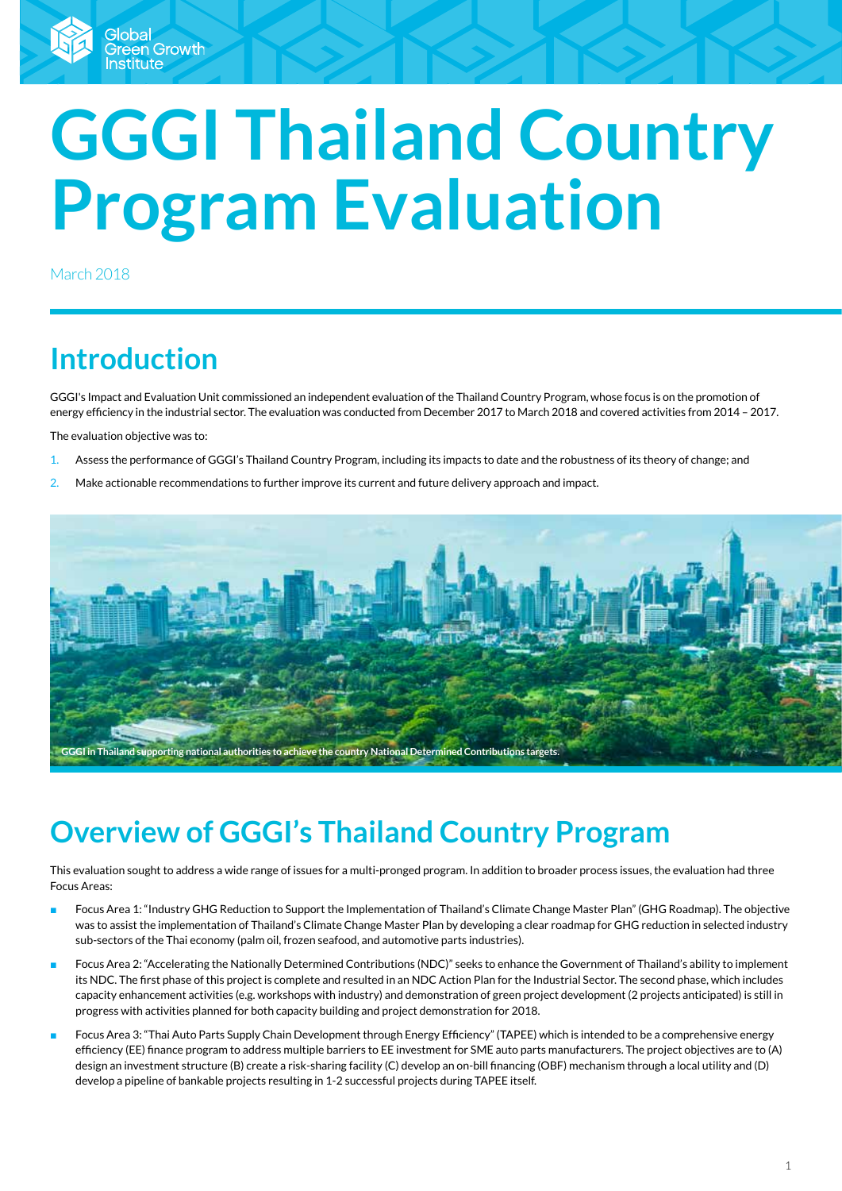# GGGI Thailand Country Program Evaluation

March 2018

## Introduction

GGGI's Impact and Evaluation Unit commissioned an independent evaluation of the Thailand Country Program, whose focus is on the promotion of energy efficiency in the industrial sector. The evaluation was conducted from December 2017 to March 2018 and covered activities from 2014 – 2017.

The evaluation objective was to:

1. Assess the performance of GGGI's Thailand Country Program, including its impacts to date and the robustness of its theory of change; and
2. Make actionable recommendations to further improve its current and future delivery approach and impact.

GGGI in Thailand supporting national authorities to achieve the country National Determined Contributions targets.

## Overview of GGGI's Thailand Country Program

This evaluation sought to address a wide range of issues for a multi-pronged program. In addition to broader process issues, the evaluation had three Focus Areas:

- Focus Area 1: "Industry GHG Reduction to Support the Implementation of Thailand's Climate Change Master Plan" (GHG Roadmap). The objective was to assist the implementation of Thailand's Climate Change Master Plan by developing a clear roadmap for GHG reduction in selected industry sub-sectors of the Thai economy (palm oil, frozen seafood, and automotive parts industries).
- Focus Area 2: "Accelerating the Nationally Determined Contributions (NDC)" seeks to enhance the Government of Thailand's ability to implement its NDC. The first phase of this project is complete and resulted in an NDC Action Plan for the Industrial Sector. The second phase, which includes capacity enhancement activities (e.g. workshops with industry) and demonstration of green project development (2 projects anticipated) is still in progress with activities planned for both capacity building and project demonstration for 2018.
- Focus Area 3: "Thai Auto Parts Supply Chain Development through Energy Efficiency" (TAPEE) which is intended to be a comprehensive energy efficiency (EE) finance program to address multiple barriers to EE investment for SME auto parts manufacturers. The project objectives are to (A) design an investment structure (B) create a risk-sharing facility (C) develop an on-bill financing (OBF) mechanism through a local utility and (D) develop a pipeline of bankable projects resulting in 1-2 successful projects during TAPEE itself.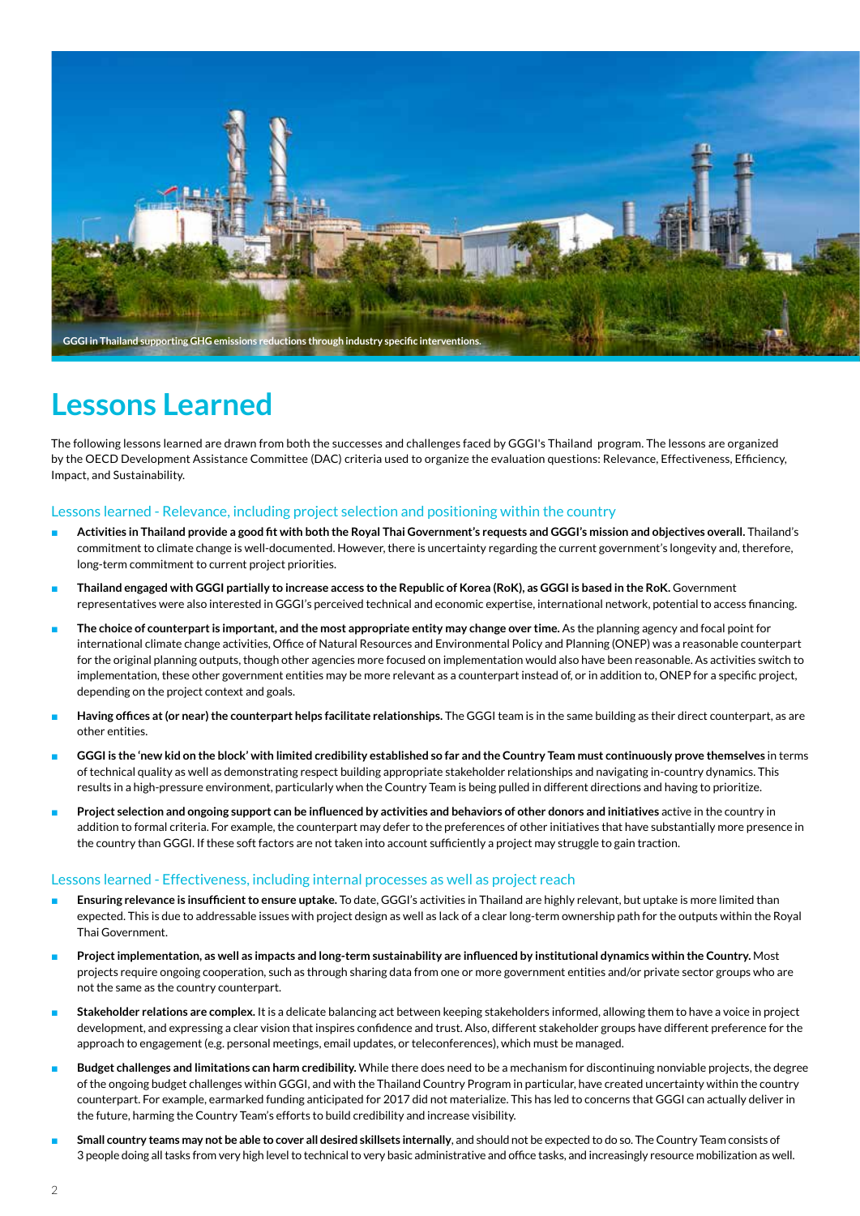GGGI in Thailand supporting GHG emissions reductions through industry specific interventions.

# Lessons Learned

The following lessons learned are drawn from both the successes and challenges faced by GGGI's Thailand program. The lessons are organized by the OECD Development Assistance Committee (DAC) criteria used to organize the evaluation questions: Relevance, Effectiveness, Efficiency, Impact, and Sustainability.

## Lessons learned - Relevance, including project selection and positioning within the country

- **Activities in Thailand provide a good fit with both the Royal Thai Government's requests and GGGI's mission and objectives overall.** Thailand's commitment to climate change is well-documented. However, there is uncertainty regarding the current government's longevity and, therefore, long-term commitment to current project priorities.
- **Thailand engaged with GGGI partially to increase access to the Republic of Korea (RoK), as GGGI is based in the RoK.** Government representatives were also interested in GGGI's perceived technical and economic expertise, international network, potential to access financing.
- **The choice of counterpart is important, and the most appropriate entity may change over time.** As the planning agency and focal point for international climate change activities, Office of Natural Resources and Environmental Policy and Planning (ONEP) was a reasonable counterpart for the original planning outputs, though other agencies more focused on implementation would also have been reasonable. As activities switch to implementation, these other government entities may be more relevant as a counterpart instead of, or in addition to, ONEP for a specific project, depending on the project context and goals.
- **Having offices at (or near) the counterpart helps facilitate relationships.** The GGGI team is in the same building as their direct counterpart, as are other entities.
- **GGGI is the 'new kid on the block' with limited credibility established so far and the Country Team must continuously prove themselves** in terms of technical quality as well as demonstrating respect building appropriate stakeholder relationships and navigating in-country dynamics. This results in a high-pressure environment, particularly when the Country Team is being pulled in different directions and having to prioritize.
- **Project selection and ongoing support can be influenced by activities and behaviors of other donors and initiatives** active in the country in addition to formal criteria. For example, the counterpart may defer to the preferences of other initiatives that have substantially more presence in the country than GGGI. If these soft factors are not taken into account sufficiently a project may struggle to gain traction.

## Lessons learned - Effectiveness, including internal processes as well as project reach

- **Ensuring relevance is insufficient to ensure uptake.** To date, GGGI's activities in Thailand are highly relevant, but uptake is more limited than expected. This is due to addressable issues with project design as well as lack of a clear long-term ownership path for the outputs within the Royal Thai Government.
- **Project implementation, as well as impacts and long-term sustainability are influenced by institutional dynamics within the Country.** Most projects require ongoing cooperation, such as through sharing data from one or more government entities and/or private sector groups who are not the same as the country counterpart.
- **Stakeholder relations are complex.** It is a delicate balancing act between keeping stakeholders informed, allowing them to have a voice in project development, and expressing a clear vision that inspires confidence and trust. Also, different stakeholder groups have different preference for the approach to engagement (e.g. personal meetings, email updates, or teleconferences), which must be managed.
- **Budget challenges and limitations can harm credibility.** While there does need to be a mechanism for discontinuing nonviable projects, the degree of the ongoing budget challenges within GGGI, and with the Thailand Country Program in particular, have created uncertainty within the country counterpart. For example, earmarked funding anticipated for 2017 did not materialize. This has led to concerns that GGGI can actually deliver in the future, harming the Country Team's efforts to build credibility and increase visibility.
- **Small country teams may not be able to cover all desired skillsets internally**, and should not be expected to do so. The Country Team consists of 3 people doing all tasks from very high level to technical to very basic administrative and office tasks, and increasingly resource mobilization as well.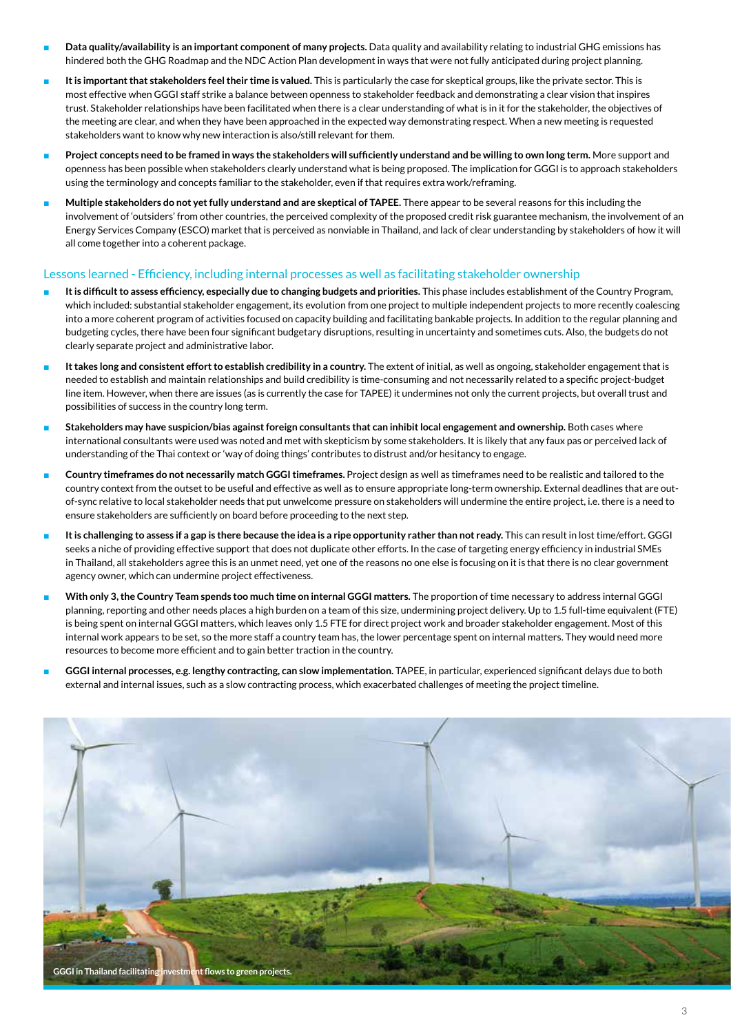- **Data quality/availability is an important component of many projects.** Data quality and availability relating to industrial GHG emissions has hindered both the GHG Roadmap and the NDC Action Plan development in ways that were not fully anticipated during project planning.
- **It is important that stakeholders feel their time is valued.** This is particularly the case for skeptical groups, like the private sector. This is most effective when GGGI staff strike a balance between openness to stakeholder feedback and demonstrating a clear vision that inspires trust. Stakeholder relationships have been facilitated when there is a clear understanding of what is in it for the stakeholder, the objectives of the meeting are clear, and when they have been approached in the expected way demonstrating respect. When a new meeting is requested stakeholders want to know why new interaction is also/still relevant for them.
- **Project concepts need to be framed in ways the stakeholders will sufficiently understand and be willing to own long term.** More support and openness has been possible when stakeholders clearly understand what is being proposed. The implication for GGGI is to approach stakeholders using the terminology and concepts familiar to the stakeholder, even if that requires extra work/reframing.
- **Multiple stakeholders do not yet fully understand and are skeptical of TAPEE.** There appear to be several reasons for this including the involvement of 'outsiders' from other countries, the perceived complexity of the proposed credit risk guarantee mechanism, the involvement of an Energy Services Company (ESCO) market that is perceived as nonviable in Thailand, and lack of clear understanding by stakeholders of how it will all come together into a coherent package.

## Lessons learned - Efficiency, including internal processes as well as facilitating stakeholder ownership

- **It is difficult to assess efficiency, especially due to changing budgets and priorities.** This phase includes establishment of the Country Program, which included: substantial stakeholder engagement, its evolution from one project to multiple independent projects to more recently coalescing into a more coherent program of activities focused on capacity building and facilitating bankable projects. In addition to the regular planning and budgeting cycles, there have been four significant budgetary disruptions, resulting in uncertainty and sometimes cuts. Also, the budgets do not clearly separate project and administrative labor.
- **It takes long and consistent effort to establish credibility in a country.** The extent of initial, as well as ongoing, stakeholder engagement that is needed to establish and maintain relationships and build credibility is time-consuming and not necessarily related to a specific project-budget line item. However, when there are issues (as is currently the case for TAPEE) it undermines not only the current projects, but overall trust and possibilities of success in the country long term.
- **Stakeholders may have suspicion/bias against foreign consultants that can inhibit local engagement and ownership.** Both cases where international consultants were used was noted and met with skepticism by some stakeholders. It is likely that any faux pas or perceived lack of understanding of the Thai context or 'way of doing things' contributes to distrust and/or hesitancy to engage.
- **Country timeframes do not necessarily match GGGI timeframes.** Project design as well as timeframes need to be realistic and tailored to the country context from the outset to be useful and effective as well as to ensure appropriate long-term ownership. External deadlines that are out-of-sync relative to local stakeholder needs that put unwelcome pressure on stakeholders will undermine the entire project, i.e. there is a need to ensure stakeholders are sufficiently on board before proceeding to the next step.
- **It is challenging to assess if a gap is there because the idea is a ripe opportunity rather than not ready.** This can result in lost time/effort. GGGI seeks a niche of providing effective support that does not duplicate other efforts. In the case of targeting energy efficiency in industrial SMEs in Thailand, all stakeholders agree this is an unmet need, yet one of the reasons no one else is focusing on it is that there is no clear government agency owner, which can undermine project effectiveness.
- **With only 3, the Country Team spends too much time on internal GGGI matters.** The proportion of time necessary to address internal GGGI planning, reporting and other needs places a high burden on a team of this size, undermining project delivery. Up to 1.5 full-time equivalent (FTE) is being spent on internal GGGI matters, which leaves only 1.5 FTE for direct project work and broader stakeholder engagement. Most of this internal work appears to be set, so the more staff a country team has, the lower percentage spent on internal matters. They would need more resources to become more efficient and to gain better traction in the country.
- **GGGI internal processes, e.g. lengthy contracting, can slow implementation.** TAPEE, in particular, experienced significant delays due to both external and internal issues, such as a slow contracting process, which exacerbated challenges of meeting the project timeline.

GGGI in Thailand facilitating investment flows to green projects.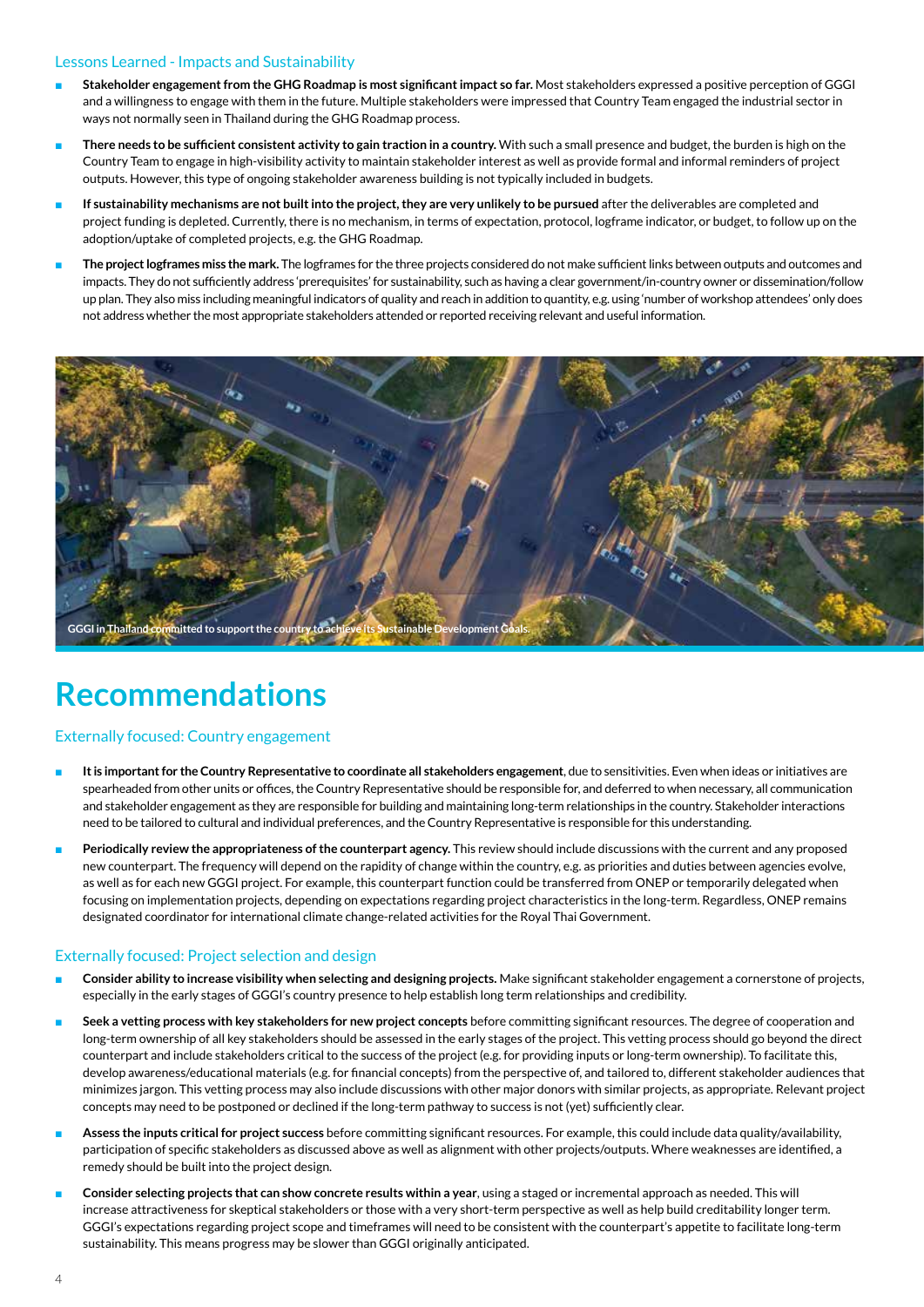### Lessons Learned - Impacts and Sustainability

- **Stakeholder engagement from the GHG Roadmap is most significant impact so far.** Most stakeholders expressed a positive perception of GGGI and a willingness to engage with them in the future. Multiple stakeholders were impressed that Country Team engaged the industrial sector in ways not normally seen in Thailand during the GHG Roadmap process.
- **There needs to be sufficient consistent activity to gain traction in a country.** With such a small presence and budget, the burden is high on the Country Team to engage in high-visibility activity to maintain stakeholder interest as well as provide formal and informal reminders of project outputs. However, this type of ongoing stakeholder awareness building is not typically included in budgets.
- **If sustainability mechanisms are not built into the project, they are very unlikely to be pursued** after the deliverables are completed and project funding is depleted. Currently, there is no mechanism, in terms of expectation, protocol, logframe indicator, or budget, to follow up on the adoption/uptake of completed projects, e.g. the GHG Roadmap.
- **The project logframes miss the mark.** The logframes for the three projects considered do not make sufficient links between outputs and outcomes and impacts. They do not sufficiently address 'prerequisites' for sustainability, such as having a clear government/in-country owner or dissemination/follow up plan. They also miss including meaningful indicators of quality and reach in addition to quantity, e.g. using 'number of workshop attendees' only does not address whether the most appropriate stakeholders attended or reported receiving relevant and useful information.

GGGI in Thailand committed to support the country to achieve its Sustainable Development Goals.

# Recommendations

### Externally focused: Country engagement

- **It is important for the Country Representative to coordinate all stakeholders engagement**, due to sensitivities. Even when ideas or initiatives are spearheaded from other units or offices, the Country Representative should be responsible for, and deferred to when necessary, all communication and stakeholder engagement as they are responsible for building and maintaining long-term relationships in the country. Stakeholder interactions need to be tailored to cultural and individual preferences, and the Country Representative is responsible for this understanding.
- **Periodically review the appropriateness of the counterpart agency.** This review should include discussions with the current and any proposed new counterpart. The frequency will depend on the rapidity of change within the country, e.g. as priorities and duties between agencies evolve, as well as for each new GGGI project. For example, this counterpart function could be transferred from ONEP or temporarily delegated when focusing on implementation projects, depending on expectations regarding project characteristics in the long-term. Regardless, ONEP remains designated coordinator for international climate change-related activities for the Royal Thai Government.

### Externally focused: Project selection and design

- **Consider ability to increase visibility when selecting and designing projects.** Make significant stakeholder engagement a cornerstone of projects, especially in the early stages of GGGI's country presence to help establish long term relationships and credibility.
- **Seek a vetting process with key stakeholders for new project concepts** before committing significant resources. The degree of cooperation and long-term ownership of all key stakeholders should be assessed in the early stages of the project. This vetting process should go beyond the direct counterpart and include stakeholders critical to the success of the project (e.g. for providing inputs or long-term ownership). To facilitate this, develop awareness/educational materials (e.g. for financial concepts) from the perspective of, and tailored to, different stakeholder audiences that minimizes jargon. This vetting process may also include discussions with other major donors with similar projects, as appropriate. Relevant project concepts may need to be postponed or declined if the long-term pathway to success is not (yet) sufficiently clear.
- **Assess the inputs critical for project success** before committing significant resources. For example, this could include data quality/availability, participation of specific stakeholders as discussed above as well as alignment with other projects/outputs. Where weaknesses are identified, a remedy should be built into the project design.
- **Consider selecting projects that can show concrete results within a year**, using a staged or incremental approach as needed. This will increase attractiveness for skeptical stakeholders or those with a very short-term perspective as well as help build creditability longer term. GGGI's expectations regarding project scope and timeframes will need to be consistent with the counterpart's appetite to facilitate long-term sustainability. This means progress may be slower than GGGI originally anticipated.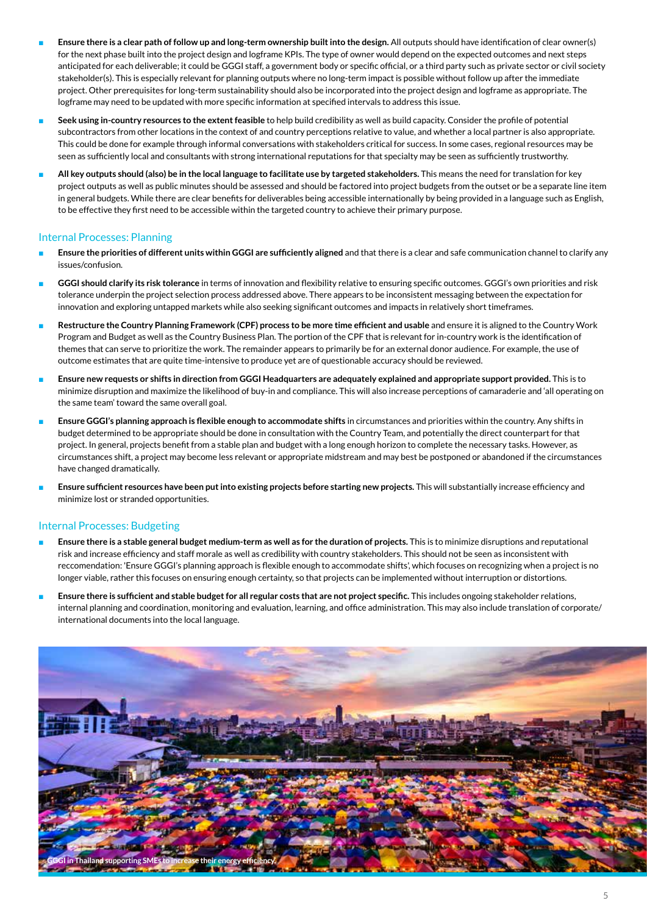- **Ensure there is a clear path of follow up and long-term ownership built into the design.** All outputs should have identification of clear owner(s) for the next phase built into the project design and logframe KPIs. The type of owner would depend on the expected outcomes and next steps anticipated for each deliverable; it could be GGGI staff, a government body or specific official, or a third party such as private sector or civil society stakeholder(s). This is especially relevant for planning outputs where no long-term impact is possible without follow up after the immediate project. Other prerequisites for long-term sustainability should also be incorporated into the project design and logframe as appropriate. The logframe may need to be updated with more specific information at specified intervals to address this issue.
- **Seek using in-country resources to the extent feasible** to help build credibility as well as build capacity. Consider the profile of potential subcontractors from other locations in the context of and country perceptions relative to value, and whether a local partner is also appropriate. This could be done for example through informal conversations with stakeholders critical for success. In some cases, regional resources may be seen as sufficiently local and consultants with strong international reputations for that specialty may be seen as sufficiently trustworthy.
- **All key outputs should (also) be in the local language to facilitate use by targeted stakeholders.** This means the need for translation for key project outputs as well as public minutes should be assessed and should be factored into project budgets from the outset or be a separate line item in general budgets. While there are clear benefits for deliverables being accessible internationally by being provided in a language such as English, to be effective they first need to be accessible within the targeted country to achieve their primary purpose.

## Internal Processes: Planning

- **Ensure the priorities of different units within GGGI are sufficiently aligned** and that there is a clear and safe communication channel to clarify any issues/confusion.
- **GGGI should clarify its risk tolerance** in terms of innovation and flexibility relative to ensuring specific outcomes. GGGI's own priorities and risk tolerance underpin the project selection process addressed above. There appears to be inconsistent messaging between the expectation for innovation and exploring untapped markets while also seeking significant outcomes and impacts in relatively short timeframes.
- **Restructure the Country Planning Framework (CPF) process to be more time efficient and usable** and ensure it is aligned to the Country Work Program and Budget as well as the Country Business Plan. The portion of the CPF that is relevant for in-country work is the identification of themes that can serve to prioritize the work. The remainder appears to primarily be for an external donor audience. For example, the use of outcome estimates that are quite time-intensive to produce yet are of questionable accuracy should be reviewed.
- **Ensure new requests or shifts in direction from GGGI Headquarters are adequately explained and appropriate support provided.** This is to minimize disruption and maximize the likelihood of buy-in and compliance. This will also increase perceptions of camaraderie and 'all operating on the same team' toward the same overall goal.
- **Ensure GGGI's planning approach is flexible enough to accommodate shifts** in circumstances and priorities within the country. Any shifts in budget determined to be appropriate should be done in consultation with the Country Team, and potentially the direct counterpart for that project. In general, projects benefit from a stable plan and budget with a long enough horizon to complete the necessary tasks. However, as circumstances shift, a project may become less relevant or appropriate midstream and may best be postponed or abandoned if the circumstances have changed dramatically.
- **Ensure sufficient resources have been put into existing projects before starting new projects.** This will substantially increase efficiency and minimize lost or stranded opportunities.

## Internal Processes: Budgeting

- **Ensure there is a stable general budget medium-term as well as for the duration of projects.** This is to minimize disruptions and reputational risk and increase efficiency and staff morale as well as credibility with country stakeholders. This should not be seen as inconsistent with reccomendation: 'Ensure GGGI's planning approach is flexible enough to accommodate shifts', which focuses on recognizing when a project is no longer viable, rather this focuses on ensuring enough certainty, so that projects can be implemented without interruption or distortions.
- **Ensure there is sufficient and stable budget for all regular costs that are not project specific.** This includes ongoing stakeholder relations, internal planning and coordination, monitoring and evaluation, learning, and office administration. This may also include translation of corporate/international documents into the local language.

GGGI in Thailand supporting SMEs to increase their energy efficiency.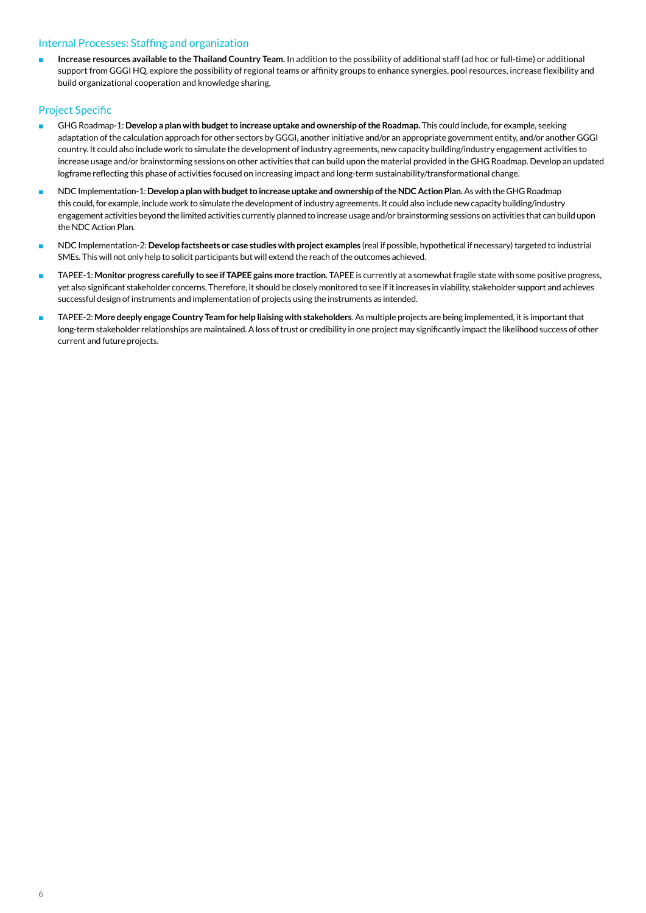## Internal Processes: Staffing and organization

- **Increase resources available to the Thailand Country Team.** In addition to the possibility of additional staff (ad hoc or full-time) or additional support from GGGI HQ, explore the possibility of regional teams or affinity groups to enhance synergies, pool resources, increase flexibility and build organizational cooperation and knowledge sharing.

## Project Specific

- GHG Roadmap-1: **Develop a plan with budget to increase uptake and ownership of the Roadmap.** This could include, for example, seeking adaptation of the calculation approach for other sectors by GGGI, another initiative and/or an appropriate government entity, and/or another GGGI country. It could also include work to simulate the development of industry agreements, new capacity building/industry engagement activities to increase usage and/or brainstorming sessions on other activities that can build upon the material provided in the GHG Roadmap. Develop an updated logframe reflecting this phase of activities focused on increasing impact and long-term sustainability/transformational change.
- NDC Implementation-1: **Develop a plan with budget to increase uptake and ownership of the NDC Action Plan.** As with the GHG Roadmap this could, for example, include work to simulate the development of industry agreements. It could also include new capacity building/industry engagement activities beyond the limited activities currently planned to increase usage and/or brainstorming sessions on activities that can build upon the NDC Action Plan.
- NDC Implementation-2: **Develop factsheets or case studies with project examples** (real if possible, hypothetical if necessary) targeted to industrial SMEs. This will not only help to solicit participants but will extend the reach of the outcomes achieved.
- TAPEE-1: **Monitor progress carefully to see if TAPEE gains more traction.** TAPEE is currently at a somewhat fragile state with some positive progress, yet also significant stakeholder concerns. Therefore, it should be closely monitored to see if it increases in viability, stakeholder support and achieves successful design of instruments and implementation of projects using the instruments as intended.
- TAPEE-2: **More deeply engage Country Team for help liaising with stakeholders**. As multiple projects are being implemented, it is important that long-term stakeholder relationships are maintained. A loss of trust or credibility in one project may significantly impact the likelihood success of other current and future projects.